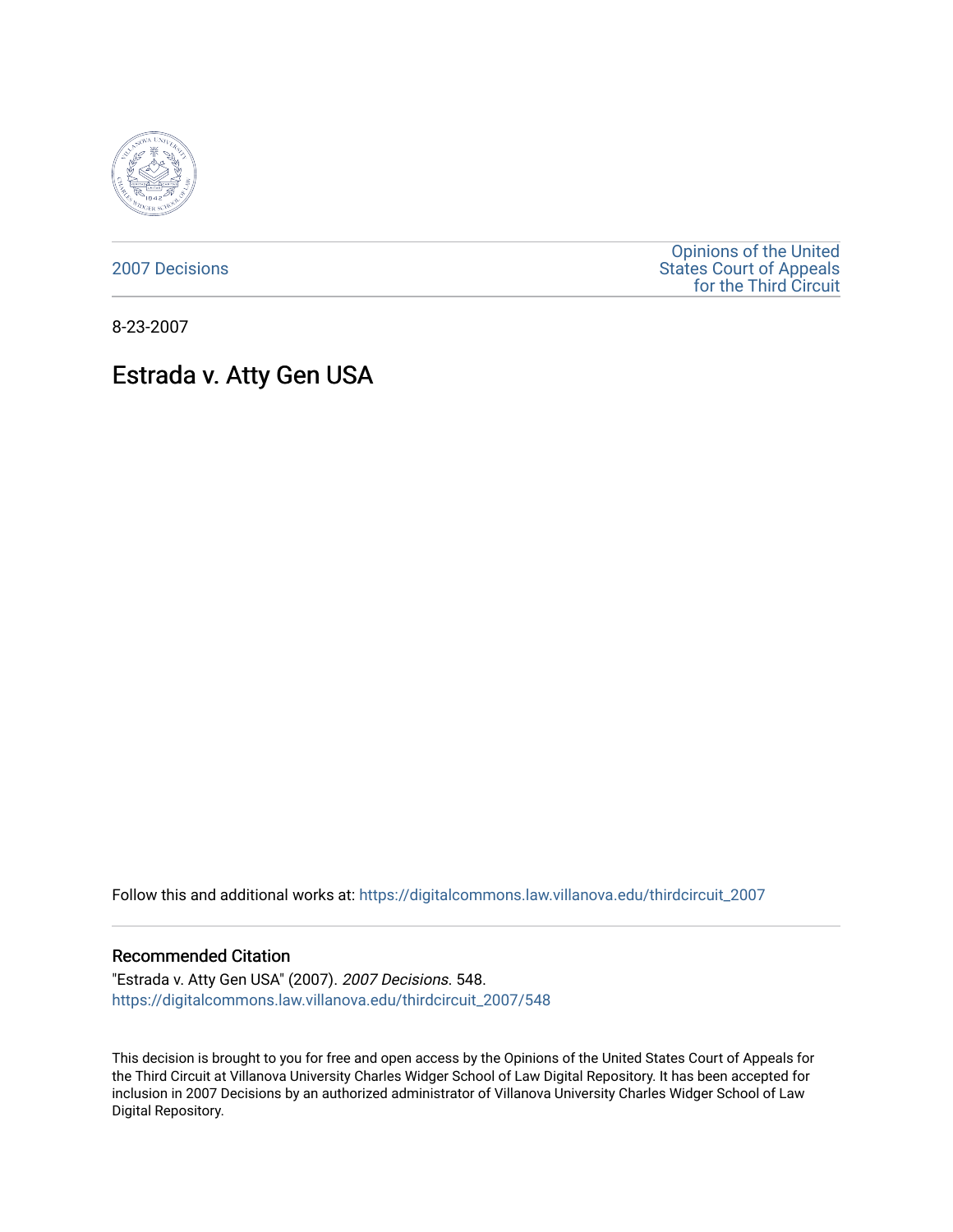2007 Decisions

Opinions of the United States Court of Appeals for the Third Circuit

8-23-2007

# Estrada v. Atty Gen USA

Follow this and additional works at: https://digitalcommons.law.villanova.edu/thirdcircuit_2007

## Recommended Citation

"Estrada v. Atty Gen USA" (2007). *2007 Decisions*. 548.
https://digitalcommons.law.villanova.edu/thirdcircuit_2007/548

This decision is brought to you for free and open access by the Opinions of the United States Court of Appeals for the Third Circuit at Villanova University Charles Widger School of Law Digital Repository. It has been accepted for inclusion in 2007 Decisions by an authorized administrator of Villanova University Charles Widger School of Law Digital Repository.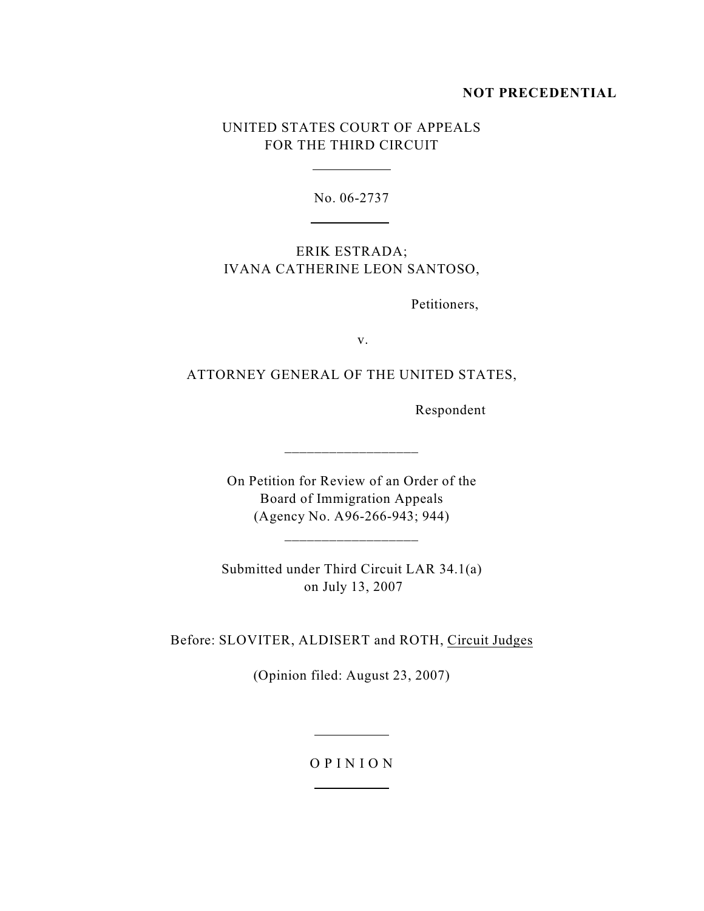**NOT PRECEDENTIAL**

UNITED STATES COURT OF APPEALS
FOR THE THIRD CIRCUIT

No. 06-2737

ERIK ESTRADA;
IVANA CATHERINE LEON SANTOSO,

Petitioners,

v.

ATTORNEY GENERAL OF THE UNITED STATES,

Respondent

On Petition for Review of an Order of the
Board of Immigration Appeals
(Agency No. A96-266-943; 944)

Submitted under Third Circuit LAR 34.1(a)
on July 13, 2007

Before: SLOVITER, ALDISERT and ROTH, Circuit Judges

(Opinion filed: August 23, 2007)

# O P I N I O N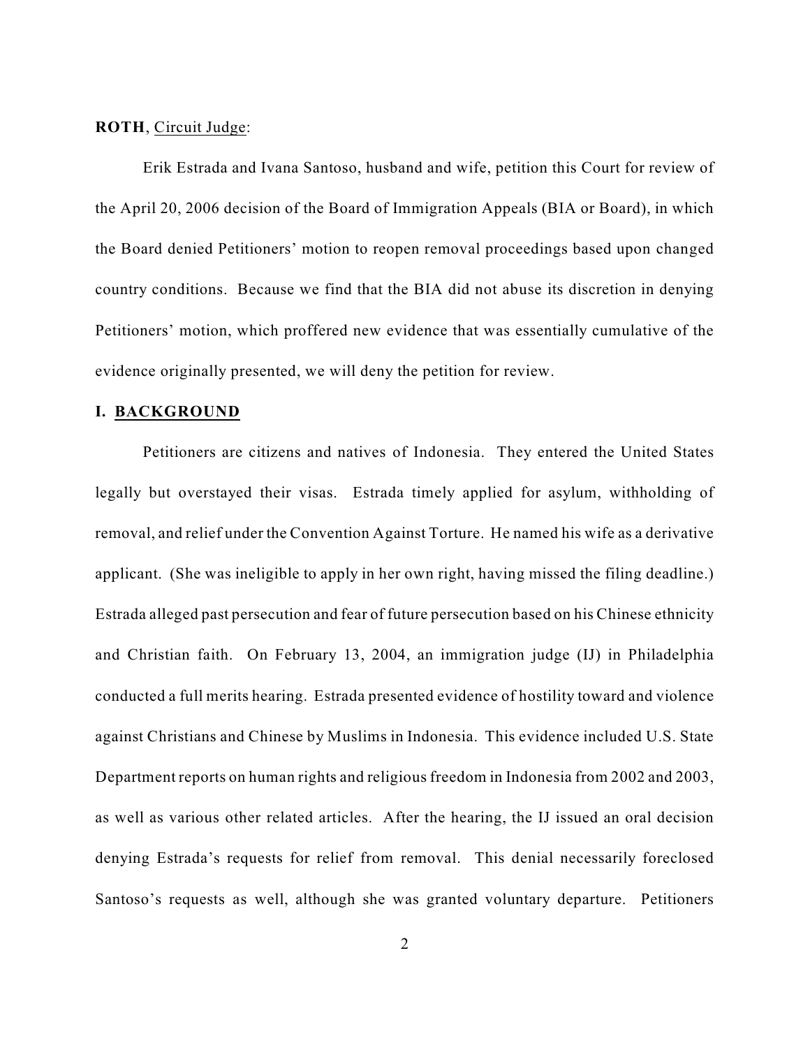**ROTH**, Circuit Judge:

Erik Estrada and Ivana Santoso, husband and wife, petition this Court for review of the April 20, 2006 decision of the Board of Immigration Appeals (BIA or Board), in which the Board denied Petitioners' motion to reopen removal proceedings based upon changed country conditions. Because we find that the BIA did not abuse its discretion in denying Petitioners' motion, which proffered new evidence that was essentially cumulative of the evidence originally presented, we will deny the petition for review.

## I. BACKGROUND

Petitioners are citizens and natives of Indonesia. They entered the United States legally but overstayed their visas. Estrada timely applied for asylum, withholding of removal, and relief under the Convention Against Torture. He named his wife as a derivative applicant. (She was ineligible to apply in her own right, having missed the filing deadline.) Estrada alleged past persecution and fear of future persecution based on his Chinese ethnicity and Christian faith. On February 13, 2004, an immigration judge (IJ) in Philadelphia conducted a full merits hearing. Estrada presented evidence of hostility toward and violence against Christians and Chinese by Muslims in Indonesia. This evidence included U.S. State Department reports on human rights and religious freedom in Indonesia from 2002 and 2003, as well as various other related articles. After the hearing, the IJ issued an oral decision denying Estrada's requests for relief from removal. This denial necessarily foreclosed Santoso's requests as well, although she was granted voluntary departure. Petitioners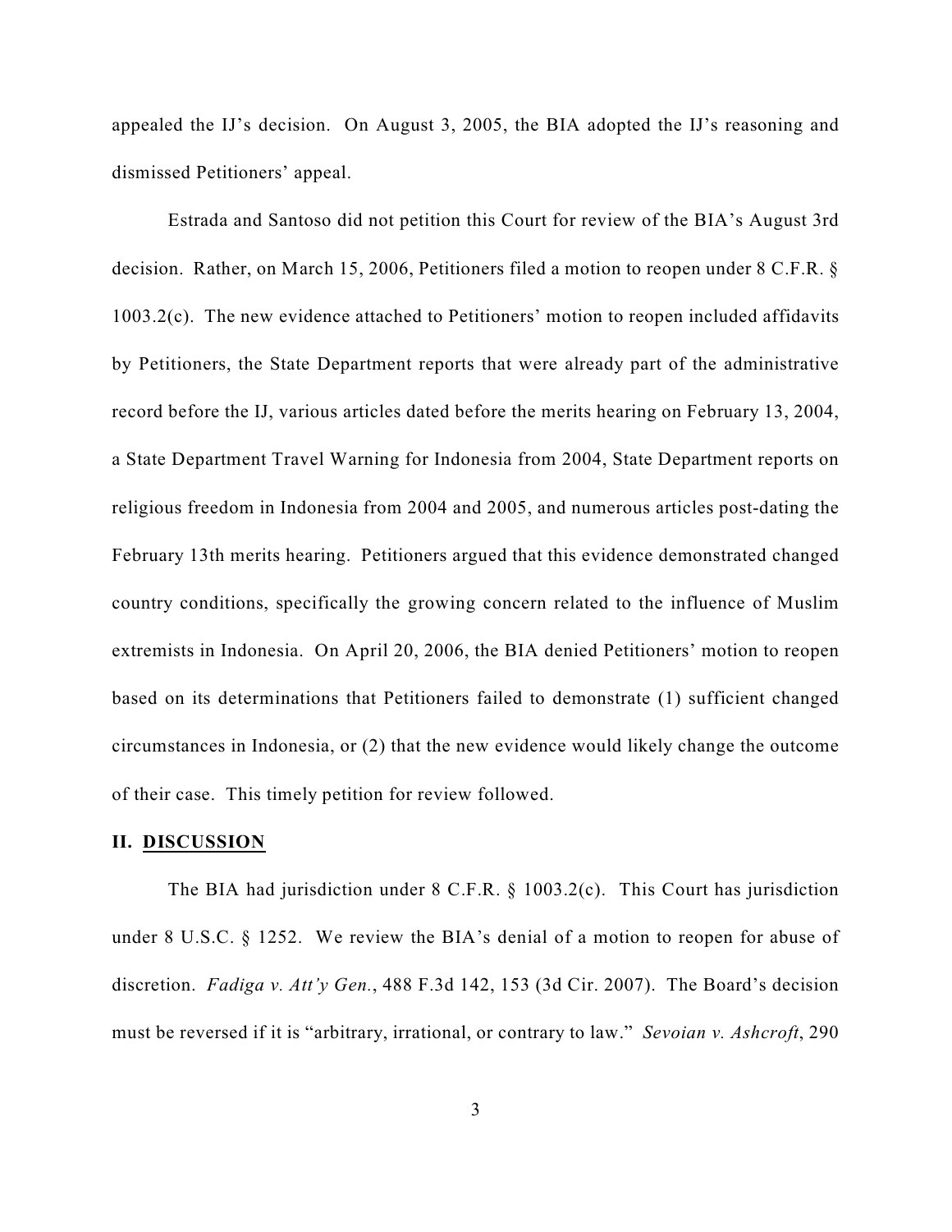appealed the IJ's decision. On August 3, 2005, the BIA adopted the IJ's reasoning and dismissed Petitioners' appeal.

Estrada and Santoso did not petition this Court for review of the BIA's August 3rd decision. Rather, on March 15, 2006, Petitioners filed a motion to reopen under 8 C.F.R. § 1003.2(c). The new evidence attached to Petitioners' motion to reopen included affidavits by Petitioners, the State Department reports that were already part of the administrative record before the IJ, various articles dated before the merits hearing on February 13, 2004, a State Department Travel Warning for Indonesia from 2004, State Department reports on religious freedom in Indonesia from 2004 and 2005, and numerous articles post-dating the February 13th merits hearing. Petitioners argued that this evidence demonstrated changed country conditions, specifically the growing concern related to the influence of Muslim extremists in Indonesia. On April 20, 2006, the BIA denied Petitioners' motion to reopen based on its determinations that Petitioners failed to demonstrate (1) sufficient changed circumstances in Indonesia, or (2) that the new evidence would likely change the outcome of their case. This timely petition for review followed.

## II. DISCUSSION

The BIA had jurisdiction under 8 C.F.R. § 1003.2(c). This Court has jurisdiction under 8 U.S.C. § 1252. We review the BIA's denial of a motion to reopen for abuse of discretion. *Fadiga v. Att'y Gen.*, 488 F.3d 142, 153 (3d Cir. 2007). The Board's decision must be reversed if it is "arbitrary, irrational, or contrary to law." *Sevoian v. Ashcroft*, 290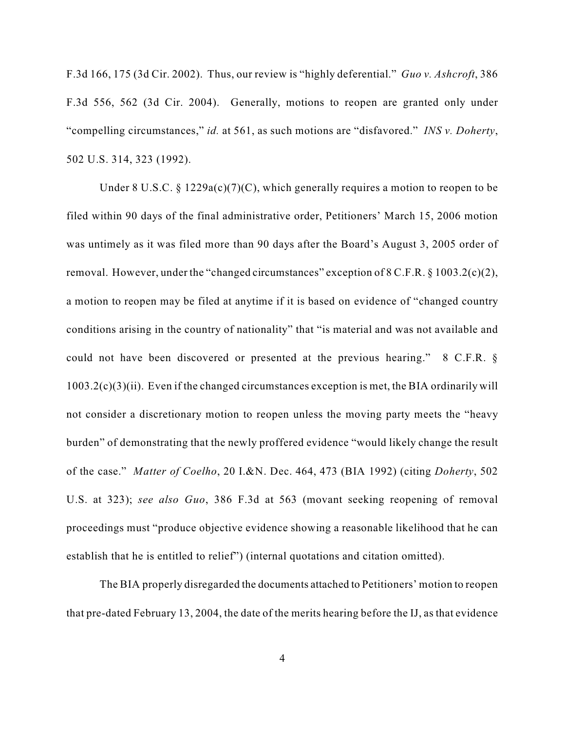F.3d 166, 175 (3d Cir. 2002). Thus, our review is "highly deferential." *Guo v. Ashcroft*, 386 F.3d 556, 562 (3d Cir. 2004). Generally, motions to reopen are granted only under "compelling circumstances," *id.* at 561, as such motions are "disfavored." *INS v. Doherty*, 502 U.S. 314, 323 (1992).

Under 8 U.S.C. § 1229a(c)(7)(C), which generally requires a motion to reopen to be filed within 90 days of the final administrative order, Petitioners' March 15, 2006 motion was untimely as it was filed more than 90 days after the Board's August 3, 2005 order of removal. However, under the "changed circumstances" exception of 8 C.F.R. § 1003.2(c)(2), a motion to reopen may be filed at anytime if it is based on evidence of "changed country conditions arising in the country of nationality" that "is material and was not available and could not have been discovered or presented at the previous hearing." 8 C.F.R. § 1003.2(c)(3)(ii). Even if the changed circumstances exception is met, the BIA ordinarily will not consider a discretionary motion to reopen unless the moving party meets the "heavy burden" of demonstrating that the newly proffered evidence "would likely change the result of the case." *Matter of Coelho*, 20 I.&N. Dec. 464, 473 (BIA 1992) (citing *Doherty*, 502 U.S. at 323); *see also Guo*, 386 F.3d at 563 (movant seeking reopening of removal proceedings must "produce objective evidence showing a reasonable likelihood that he can establish that he is entitled to relief") (internal quotations and citation omitted).

The BIA properly disregarded the documents attached to Petitioners' motion to reopen that pre-dated February 13, 2004, the date of the merits hearing before the IJ, as that evidence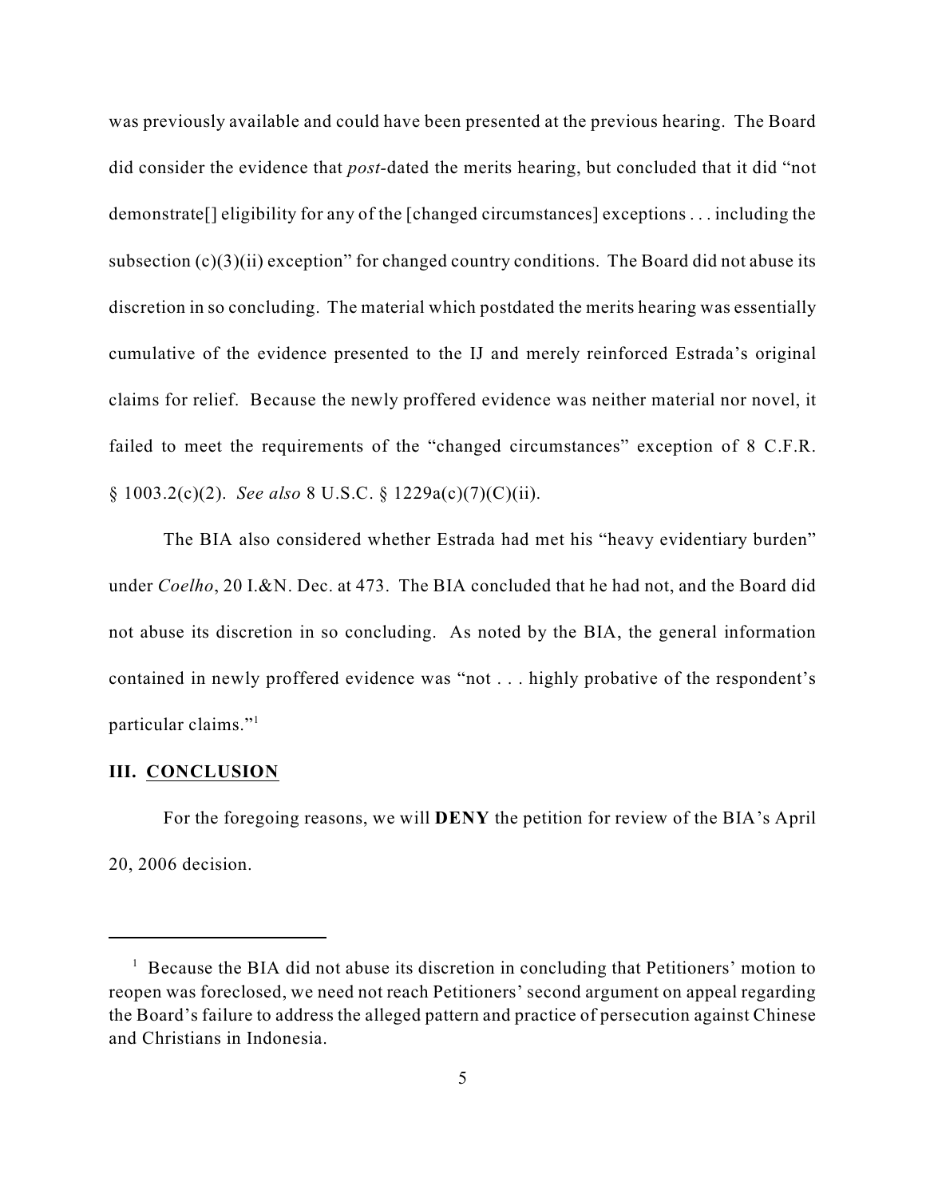was previously available and could have been presented at the previous hearing. The Board did consider the evidence that *post*-dated the merits hearing, but concluded that it did "not demonstrate[] eligibility for any of the [changed circumstances] exceptions . . . including the subsection (c)(3)(ii) exception" for changed country conditions. The Board did not abuse its discretion in so concluding. The material which postdated the merits hearing was essentially cumulative of the evidence presented to the IJ and merely reinforced Estrada's original claims for relief. Because the newly proffered evidence was neither material nor novel, it failed to meet the requirements of the "changed circumstances" exception of 8 C.F.R. § 1003.2(c)(2). *See also* 8 U.S.C. § 1229a(c)(7)(C)(ii).

The BIA also considered whether Estrada had met his "heavy evidentiary burden" under *Coelho*, 20 I.&N. Dec. at 473. The BIA concluded that he had not, and the Board did not abuse its discretion in so concluding. As noted by the BIA, the general information contained in newly proffered evidence was "not . . . highly probative of the respondent's particular claims."[1]

## III. CONCLUSION

For the foregoing reasons, we will **DENY** the petition for review of the BIA's April 20, 2006 decision.

---

[1] Because the BIA did not abuse its discretion in concluding that Petitioners' motion to reopen was foreclosed, we need not reach Petitioners' second argument on appeal regarding the Board's failure to address the alleged pattern and practice of persecution against Chinese and Christians in Indonesia.